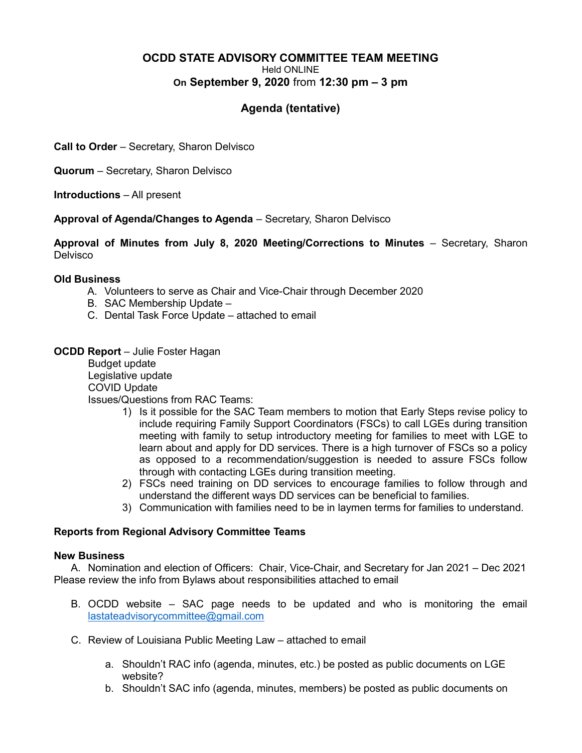# OCDD STATE ADVISORY COMMITTEE TEAM MEETING

Held ONLINE

On **September 9, 2020** from **12:30 pm – 3 pm**

## Agenda (tentative)

**Call to Order** – Secretary, Sharon Delvisco

**Quorum** – Secretary, Sharon Delvisco

**Introductions** – All present

**Approval of Agenda/Changes to Agenda** – Secretary, Sharon Delvisco

**Approval of Minutes from July 8, 2020 Meeting/Corrections to Minutes** – Secretary, Sharon Delvisco

**Old Business**

A. Volunteers to serve as Chair and Vice-Chair through December 2020
B. SAC Membership Update –
C. Dental Task Force Update – attached to email

**OCDD Report** – Julie Foster Hagan

Budget update
Legislative update
COVID Update
Issues/Questions from RAC Teams:

1) Is it possible for the SAC Team members to motion that Early Steps revise policy to include requiring Family Support Coordinators (FSCs) to call LGEs during transition meeting with family to setup introductory meeting for families to meet with LGE to learn about and apply for DD services. There is a high turnover of FSCs so a policy as opposed to a recommendation/suggestion is needed to assure FSCs follow through with contacting LGEs during transition meeting.
2) FSCs need training on DD services to encourage families to follow through and understand the different ways DD services can be beneficial to families.
3) Communication with families need to be in laymen terms for families to understand.

**Reports from Regional Advisory Committee Teams**

**New Business**

A. Nomination and election of Officers: Chair, Vice-Chair, and Secretary for Jan 2021 – Dec 2021 Please review the info from Bylaws about responsibilities attached to email

B. OCDD website – SAC page needs to be updated and who is monitoring the email lastateadvisorycommittee@gmail.com

C. Review of Louisiana Public Meeting Law – attached to email

   a. Shouldn't RAC info (agenda, minutes, etc.) be posted as public documents on LGE website?
   b. Shouldn't SAC info (agenda, minutes, members) be posted as public documents on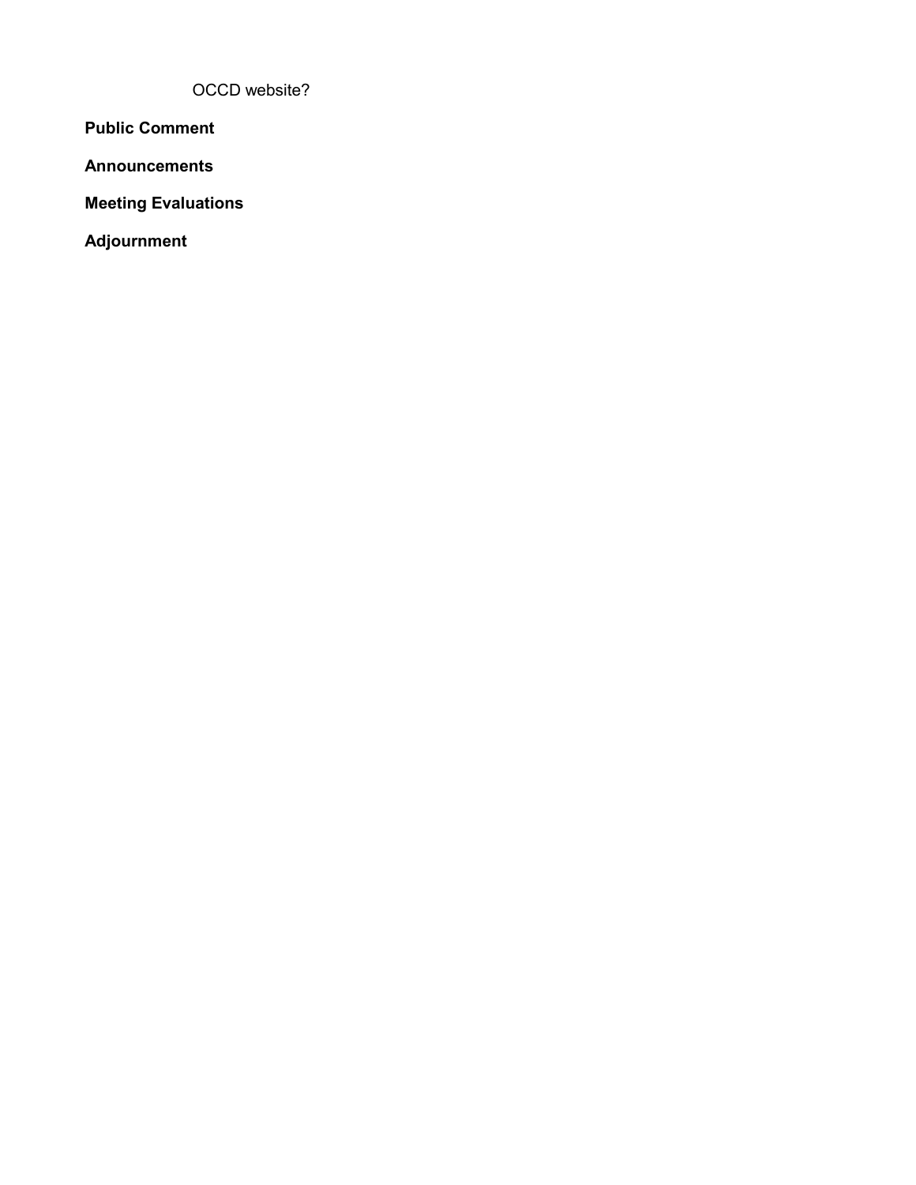OCCD website?

**Public Comment**

**Announcements**

**Meeting Evaluations**

**Adjournment**